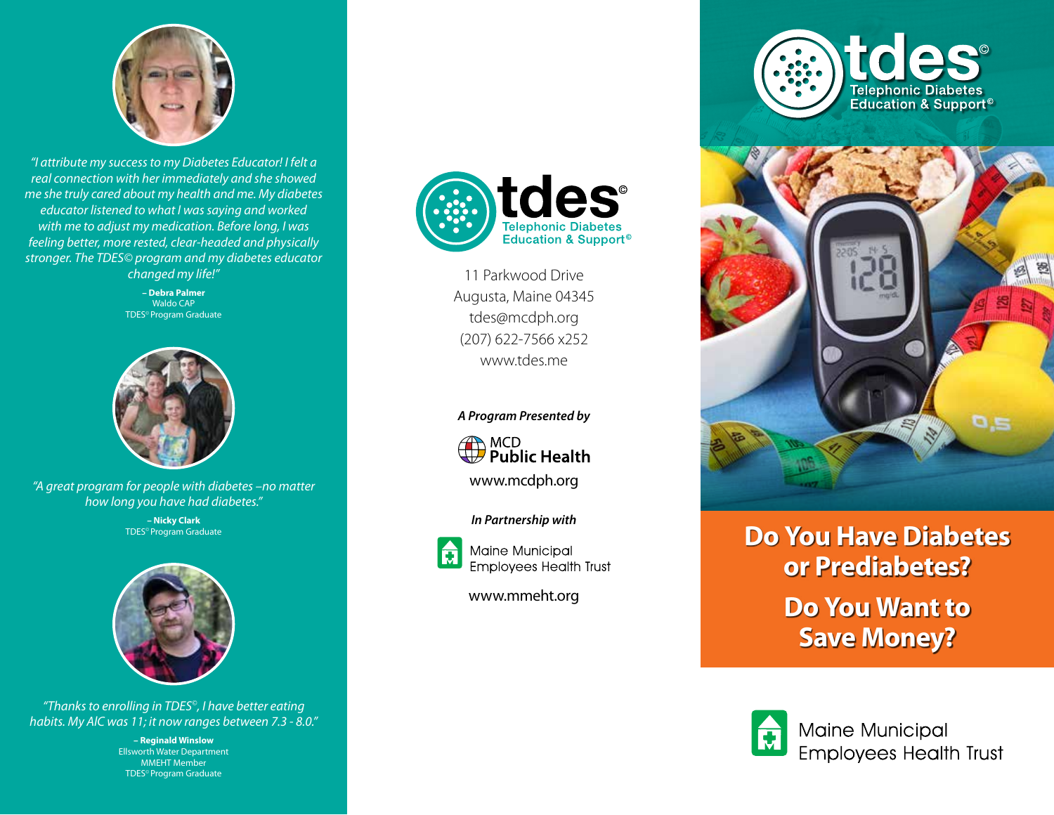*"I attribute my success to my Diabetes Educator! I felt a real connection with her immediately and she showed me she truly cared about my health and me. My diabetes educator listened to what I was saying and worked with me to adjust my medication. Before long, I was feeling better, more rested, clear-headed and physically stronger. The TDES© program and my diabetes educator changed my life!"*

**– Debra Palmer**
Waldo CAP
TDES© Program Graduate

*"A great program for people with diabetes –no matter how long you have had diabetes."*

**– Nicky Clark**
TDES© Program Graduate

*"Thanks to enrolling in TDES©, I have better eating habits. My AIC was 11; it now ranges between 7.3 - 8.0."*

**– Reginald Winslow**
Ellsworth Water Department
MMEHT Member
TDES© Program Graduate

**tdes©**
Telephonic Diabetes Education & Support©

11 Parkwood Drive
Augusta, Maine 04345
tdes@mcdph.org
(207) 622-7566 x252
www.tdes.me

***A Program Presented by***

MCD Public Health
www.mcdph.org

***In Partnership with***

Maine Municipal Employees Health Trust
www.mmeht.org

# tdes©
Telephonic Diabetes Education & Support©

## Do You Have Diabetes or Prediabetes?

## Do You Want to Save Money?

Maine Municipal Employees Health Trust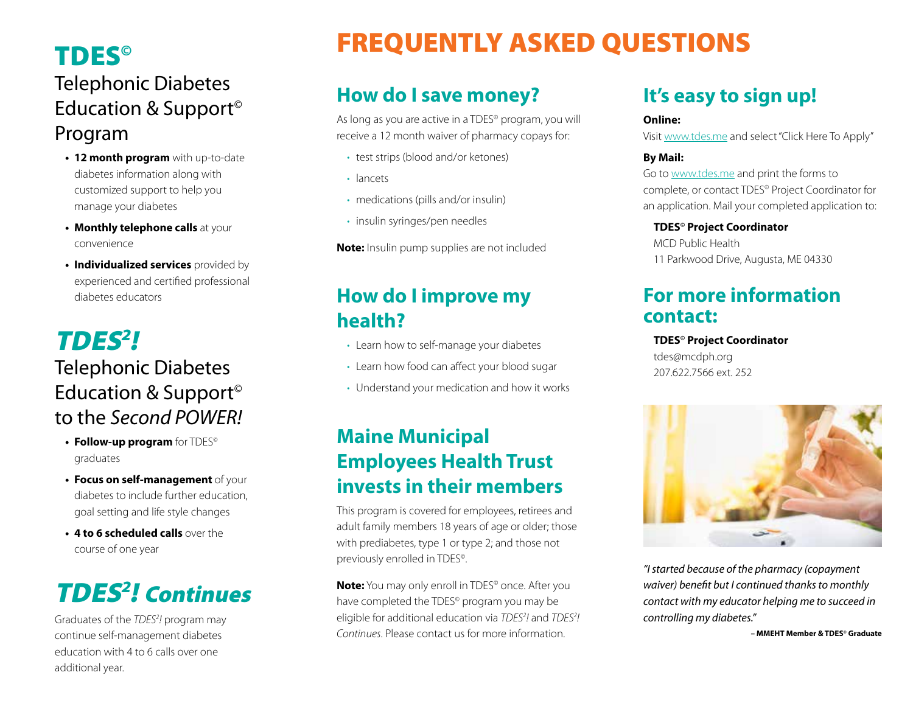# TDES©

## Telephonic Diabetes Education & Support© Program

- **12 month program** with up-to-date diabetes information along with customized support to help you manage your diabetes
- **Monthly telephone calls** at your convenience
- **Individualized services** provided by experienced and certified professional diabetes educators

# *TDES²!*

## Telephonic Diabetes Education & Support© to the *Second POWER!*

- **Follow-up program** for TDES© graduates
- **Focus on self-management** of your diabetes to include further education, goal setting and life style changes
- **4 to 6 scheduled calls** over the course of one year

# *TDES²! Continues*

Graduates of the *TDES²!* program may continue self-management diabetes education with 4 to 6 calls over one additional year.

# FREQUENTLY ASKED QUESTIONS

## How do I save money?

As long as you are active in a TDES© program, you will receive a 12 month waiver of pharmacy copays for:

- test strips (blood and/or ketones)
- lancets
- medications (pills and/or insulin)
- insulin syringes/pen needles

**Note:** Insulin pump supplies are not included

## How do I improve my health?

- Learn how to self-manage your diabetes
- Learn how food can affect your blood sugar
- Understand your medication and how it works

## Maine Municipal Employees Health Trust invests in their members

This program is covered for employees, retirees and adult family members 18 years of age or older; those with prediabetes, type 1 or type 2; and those not previously enrolled in TDES©.

**Note:** You may only enroll in TDES© once. After you have completed the TDES© program you may be eligible for additional education via *TDES²!* and *TDES²! Continues*. Please contact us for more information.

## It's easy to sign up!

**Online:**

Visit www.tdes.me and select "Click Here To Apply"

**By Mail:**

Go to www.tdes.me and print the forms to complete, or contact TDES© Project Coordinator for an application. Mail your completed application to:

**TDES© Project Coordinator**
MCD Public Health
11 Parkwood Drive, Augusta, ME 04330

## For more information contact:

**TDES© Project Coordinator**
tdes@mcdph.org
207.622.7566 ext. 252

*"I started because of the pharmacy (copayment waiver) benefit but I continued thanks to monthly contact with my educator helping me to succeed in controlling my diabetes."*

**– MMEHT Member & TDES© Graduate**